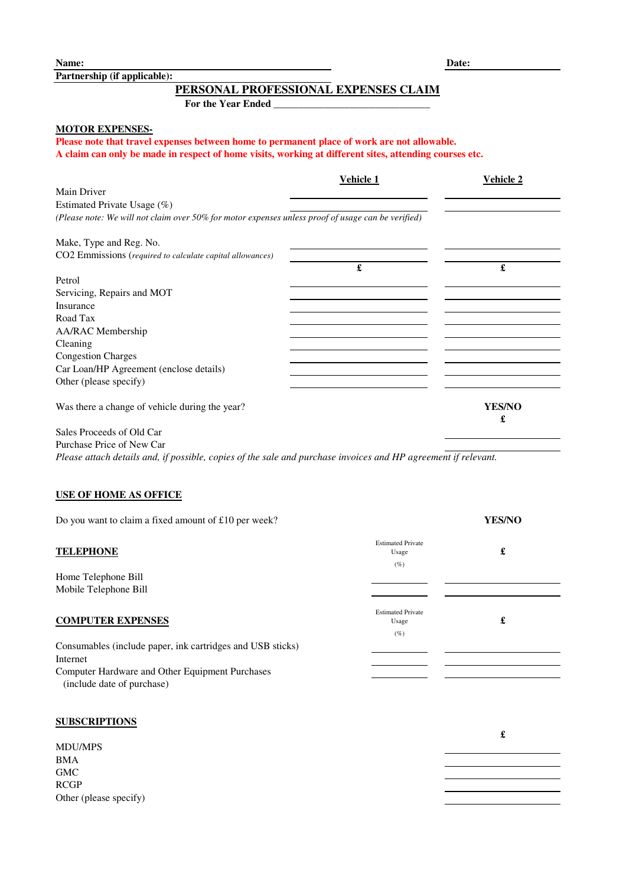**Name:** ______________________________ **Date:** ______________

**Partnership (if applicable):** ______________________________

# PERSONAL PROFESSIONAL EXPENSES CLAIM

**For the Year Ended** ______________________________

## MOTOR EXPENSES-

**Please note that travel expenses between home to permanent place of work are not allowable.**
**A claim can only be made in respect of home visits, working at different sites, attending courses etc.**

| | Vehicle 1 | Vehicle 2 |
|---|---|---|
| Main Driver | | |
| Estimated Private Usage (%) | | |
| *(Please note: We will not claim over 50% for motor expenses unless proof of usage can be verified)* | | |
| Make, Type and Reg. No. | | |
| CO2 Emmissions (*required to calculate capital allowances*) | | |
| | £ | £ |
| Petrol | | |
| Servicing, Repairs and MOT | | |
| Insurance | | |
| Road Tax | | |
| AA/RAC Membership | | |
| Cleaning | | |
| Congestion Charges | | |
| Car Loan/HP Agreement (enclose details) | | |
| Other (please specify) | | |

| | |
|---|---|
| Was there a change of vehicle during the year? | **YES/NO** |
| | **£** |
| Sales Proceeds of Old Car | |
| Purchase Price of New Car | |

*Please attach details and, if possible, copies of the sale and purchase invoices and HP agreement if relevant.*

## USE OF HOME AS OFFICE

Do you want to claim a fixed amount of £10 per week? **YES/NO**

## TELEPHONE

| | Estimated Private Usage (%) | £ |
|---|---|---|
| Home Telephone Bill | | |
| Mobile Telephone Bill | | |

## COMPUTER EXPENSES

| | Estimated Private Usage (%) | £ |
|---|---|---|
| Consumables (include paper, ink cartridges and USB sticks) | | |
| Internet | | |
| Computer Hardware and Other Equipment Purchases (include date of purchase) | | |

## SUBSCRIPTIONS

| | £ |
|---|---|
| MDU/MPS | |
| BMA | |
| GMC | |
| RCGP | |
| Other (please specify) | |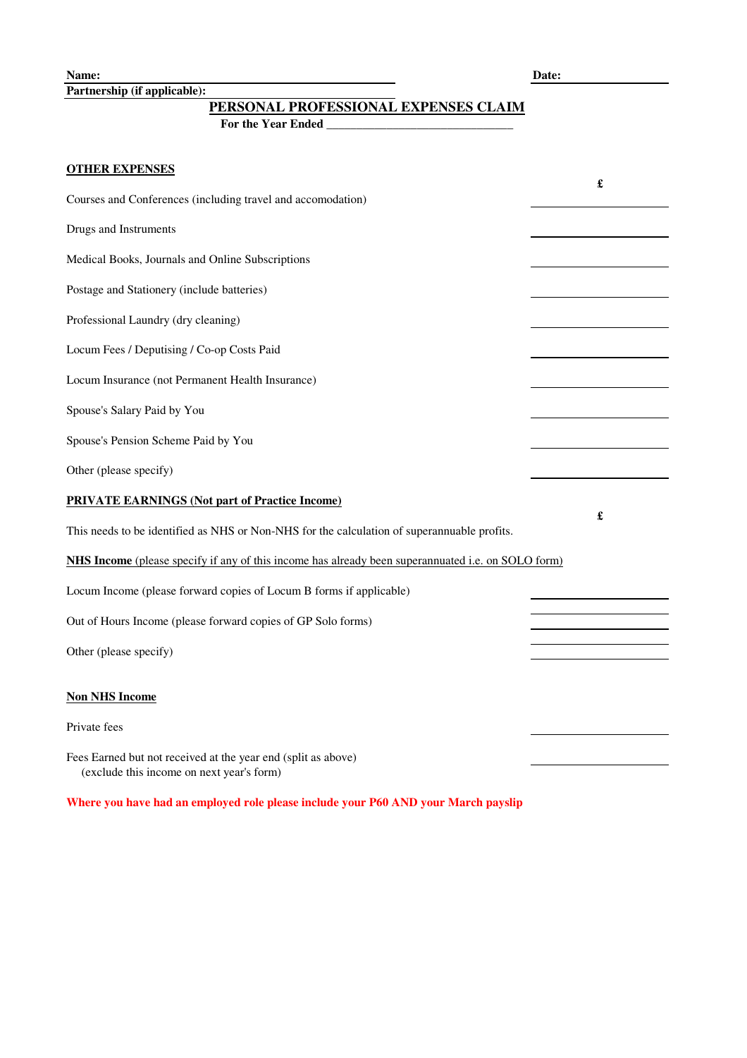**Name:** **Date:**

**Partnership (if applicable):**

# PERSONAL PROFESSIONAL EXPENSES CLAIM

**For the Year Ended** ______________________________

## OTHER EXPENSES

| | £ |
|---|---|
| Courses and Conferences (including travel and accomodation) | |
| Drugs and Instruments | |
| Medical Books, Journals and Online Subscriptions | |
| Postage and Stationery (include batteries) | |
| Professional Laundry (dry cleaning) | |
| Locum Fees / Deputising / Co-op Costs Paid | |
| Locum Insurance (not Permanent Health Insurance) | |
| Spouse's Salary Paid by You | |
| Spouse's Pension Scheme Paid by You | |
| Other (please specify) | |

## PRIVATE EARNINGS (Not part of Practice Income)

This needs to be identified as NHS or Non-NHS for the calculation of superannuable profits.

**NHS Income** (please specify if any of this income has already been superannuated i.e. on SOLO form)

| | £ |
|---|---|
| Locum Income (please forward copies of Locum B forms if applicable) | |
| Out of Hours Income (please forward copies of GP Solo forms) | |
| Other (please specify) | |

**Non NHS Income**

| | £ |
|---|---|
| Private fees | |
| Fees Earned but not received at the year end (split as above) (exclude this income on next year's form) | |

**Where you have had an employed role please include your P60 AND your March payslip**